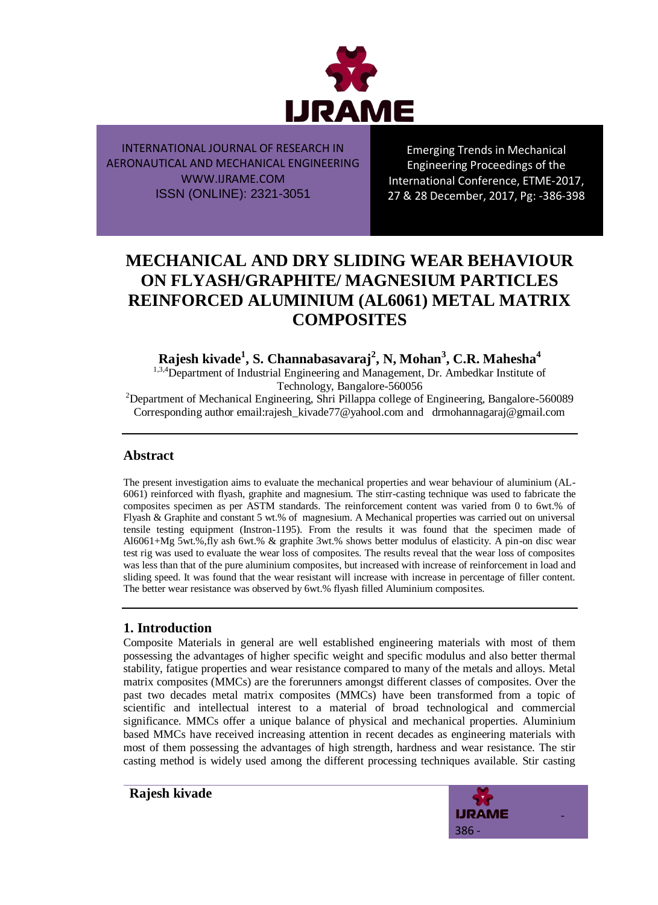INTERNATIONAL JOURNAL OF RESEARCH IN AERONAUTICAL AND MECHANICAL ENGINEERING
WWW.IJRAME.COM
ISSN (ONLINE): 2321-3051

Emerging Trends in Mechanical Engineering Proceedings of the International Conference, ETME-2017, 27 & 28 December, 2017, Pg: -386-398

# MECHANICAL AND DRY SLIDING WEAR BEHAVIOUR ON FLYASH/GRAPHITE/ MAGNESIUM PARTICLES REINFORCED ALUMINIUM (AL6061) METAL MATRIX COMPOSITES

**Rajesh kivade[1], S. Channabasavaraj[2], N, Mohan[3], C.R. Mahesha[4]**

[1,3,4]Department of Industrial Engineering and Management, Dr. Ambedkar Institute of Technology, Bangalore-560056

[2]Department of Mechanical Engineering, Shri Pillappa college of Engineering, Bangalore-560089

Corresponding author email:rajesh_kivade77@yahool.com and drmohannagaraj@gmail.com

## Abstract

The present investigation aims to evaluate the mechanical properties and wear behaviour of aluminium (AL-6061) reinforced with flyash, graphite and magnesium. The stirr-casting technique was used to fabricate the composites specimen as per ASTM standards. The reinforcement content was varied from 0 to 6wt.% of Flyash & Graphite and constant 5 wt.% of magnesium. A Mechanical properties was carried out on universal tensile testing equipment (Instron-1195). From the results it was found that the specimen made of Al6061+Mg 5wt.%,fly ash 6wt.% & graphite 3wt.% shows better modulus of elasticity. A pin-on disc wear test rig was used to evaluate the wear loss of composites. The results reveal that the wear loss of composites was less than that of the pure aluminium composites, but increased with increase of reinforcement in load and sliding speed. It was found that the wear resistant will increase with increase in percentage of filler content. The better wear resistance was observed by 6wt.% flyash filled Aluminium composites.

## 1. Introduction

Composite Materials in general are well established engineering materials with most of them possessing the advantages of higher specific weight and specific modulus and also better thermal stability, fatigue properties and wear resistance compared to many of the metals and alloys. Metal matrix composites (MMCs) are the forerunners amongst different classes of composites. Over the past two decades metal matrix composites (MMCs) have been transformed from a topic of scientific and intellectual interest to a material of broad technological and commercial significance. MMCs offer a unique balance of physical and mechanical properties. Aluminium based MMCs have received increasing attention in recent decades as engineering materials with most of them possessing the advantages of high strength, hardness and wear resistance. The stir casting method is widely used among the different processing techniques available. Stir casting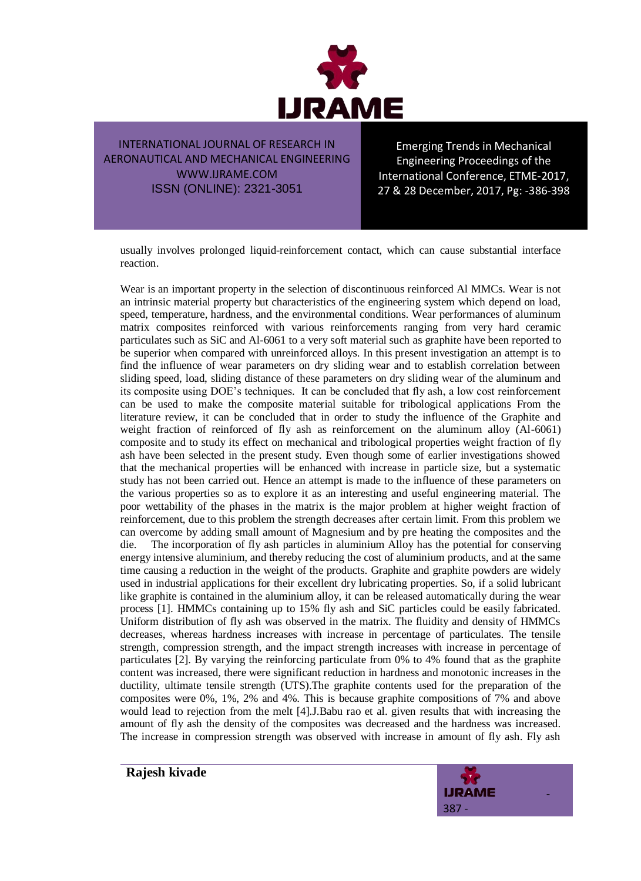usually involves prolonged liquid-reinforcement contact, which can cause substantial interface reaction.

Wear is an important property in the selection of discontinuous reinforced Al MMCs. Wear is not an intrinsic material property but characteristics of the engineering system which depend on load, speed, temperature, hardness, and the environmental conditions. Wear performances of aluminum matrix composites reinforced with various reinforcements ranging from very hard ceramic particulates such as SiC and Al-6061 to a very soft material such as graphite have been reported to be superior when compared with unreinforced alloys. In this present investigation an attempt is to find the influence of wear parameters on dry sliding wear and to establish correlation between sliding speed, load, sliding distance of these parameters on dry sliding wear of the aluminum and its composite using DOE's techniques. It can be concluded that fly ash, a low cost reinforcement can be used to make the composite material suitable for tribological applications From the literature review, it can be concluded that in order to study the influence of the Graphite and weight fraction of reinforced of fly ash as reinforcement on the aluminum alloy (Al-6061) composite and to study its effect on mechanical and tribological properties weight fraction of fly ash have been selected in the present study. Even though some of earlier investigations showed that the mechanical properties will be enhanced with increase in particle size, but a systematic study has not been carried out. Hence an attempt is made to the influence of these parameters on the various properties so as to explore it as an interesting and useful engineering material. The poor wettability of the phases in the matrix is the major problem at higher weight fraction of reinforcement, due to this problem the strength decreases after certain limit. From this problem we can overcome by adding small amount of Magnesium and by pre heating the composites and the die. The incorporation of fly ash particles in aluminium Alloy has the potential for conserving energy intensive aluminium, and thereby reducing the cost of aluminium products, and at the same time causing a reduction in the weight of the products. Graphite and graphite powders are widely used in industrial applications for their excellent dry lubricating properties. So, if a solid lubricant like graphite is contained in the aluminium alloy, it can be released automatically during the wear process [1]. HMMCs containing up to 15% fly ash and SiC particles could be easily fabricated. Uniform distribution of fly ash was observed in the matrix. The fluidity and density of HMMCs decreases, whereas hardness increases with increase in percentage of particulates. The tensile strength, compression strength, and the impact strength increases with increase in percentage of particulates [2]. By varying the reinforcing particulate from 0% to 4% found that as the graphite content was increased, there were significant reduction in hardness and monotonic increases in the ductility, ultimate tensile strength (UTS).The graphite contents used for the preparation of the composites were 0%, 1%, 2% and 4%. This is because graphite compositions of 7% and above would lead to rejection from the melt [4].J.Babu rao et al. given results that with increasing the amount of fly ash the density of the composites was decreased and the hardness was increased. The increase in compression strength was observed with increase in amount of fly ash. Fly ash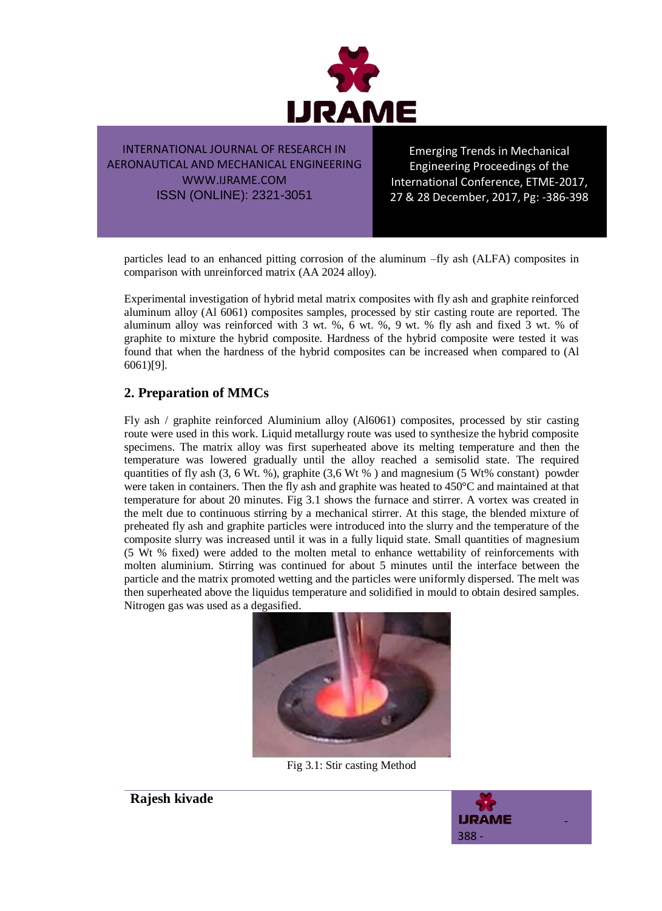particles lead to an enhanced pitting corrosion of the aluminum –fly ash (ALFA) composites in comparison with unreinforced matrix (AA 2024 alloy).

Experimental investigation of hybrid metal matrix composites with fly ash and graphite reinforced aluminum alloy (Al 6061) composites samples, processed by stir casting route are reported. The aluminum alloy was reinforced with 3 wt. %, 6 wt. %, 9 wt. % fly ash and fixed 3 wt. % of graphite to mixture the hybrid composite. Hardness of the hybrid composite were tested it was found that when the hardness of the hybrid composites can be increased when compared to (Al 6061)[9].

## 2. Preparation of MMCs

Fly ash / graphite reinforced Aluminium alloy (Al6061) composites, processed by stir casting route were used in this work. Liquid metallurgy route was used to synthesize the hybrid composite specimens. The matrix alloy was first superheated above its melting temperature and then the temperature was lowered gradually until the alloy reached a semisolid state. The required quantities of fly ash (3, 6 Wt. %), graphite (3,6 Wt % ) and magnesium (5 Wt% constant) powder were taken in containers. Then the fly ash and graphite was heated to 450°C and maintained at that temperature for about 20 minutes. Fig 3.1 shows the furnace and stirrer. A vortex was created in the melt due to continuous stirring by a mechanical stirrer. At this stage, the blended mixture of preheated fly ash and graphite particles were introduced into the slurry and the temperature of the composite slurry was increased until it was in a fully liquid state. Small quantities of magnesium (5 Wt % fixed) were added to the molten metal to enhance wettability of reinforcements with molten aluminium. Stirring was continued for about 5 minutes until the interface between the particle and the matrix promoted wetting and the particles were uniformly dispersed. The melt was then superheated above the liquidus temperature and solidified in mould to obtain desired samples. Nitrogen gas was used as a degasified.

Fig 3.1: Stir casting Method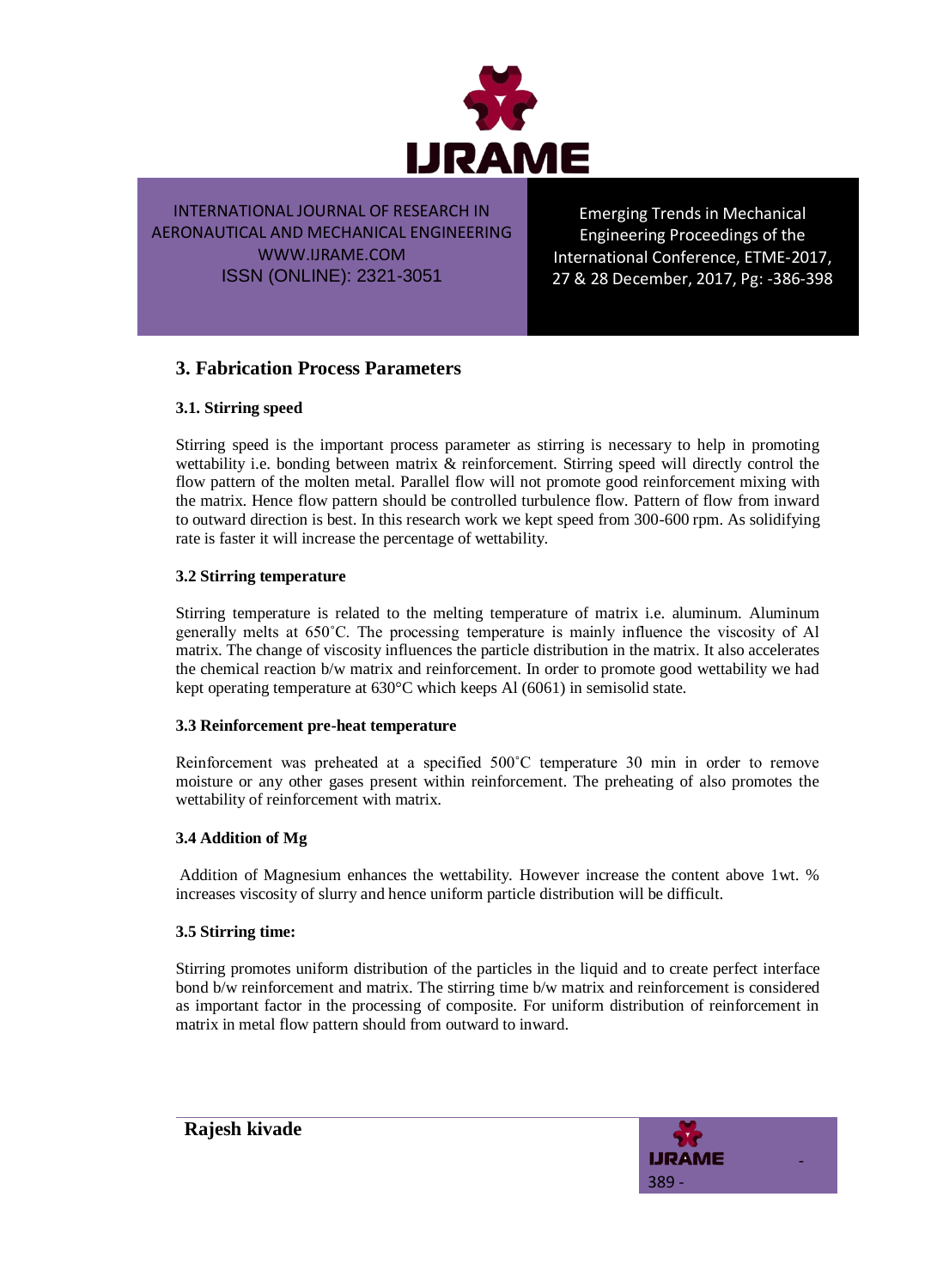## 3. Fabrication Process Parameters

### 3.1. Stirring speed

Stirring speed is the important process parameter as stirring is necessary to help in promoting wettability i.e. bonding between matrix & reinforcement. Stirring speed will directly control the flow pattern of the molten metal. Parallel flow will not promote good reinforcement mixing with the matrix. Hence flow pattern should be controlled turbulence flow. Pattern of flow from inward to outward direction is best. In this research work we kept speed from 300-600 rpm. As solidifying rate is faster it will increase the percentage of wettability.

### 3.2 Stirring temperature

Stirring temperature is related to the melting temperature of matrix i.e. aluminum. Aluminum generally melts at 650˚C. The processing temperature is mainly influence the viscosity of Al matrix. The change of viscosity influences the particle distribution in the matrix. It also accelerates the chemical reaction b/w matrix and reinforcement. In order to promote good wettability we had kept operating temperature at 630°C which keeps Al (6061) in semisolid state.

### 3.3 Reinforcement pre-heat temperature

Reinforcement was preheated at a specified 500˚C temperature 30 min in order to remove moisture or any other gases present within reinforcement. The preheating of also promotes the wettability of reinforcement with matrix.

### 3.4 Addition of Mg

Addition of Magnesium enhances the wettability. However increase the content above 1wt. % increases viscosity of slurry and hence uniform particle distribution will be difficult.

### 3.5 Stirring time:

Stirring promotes uniform distribution of the particles in the liquid and to create perfect interface bond b/w reinforcement and matrix. The stirring time b/w matrix and reinforcement is considered as important factor in the processing of composite. For uniform distribution of reinforcement in matrix in metal flow pattern should from outward to inward.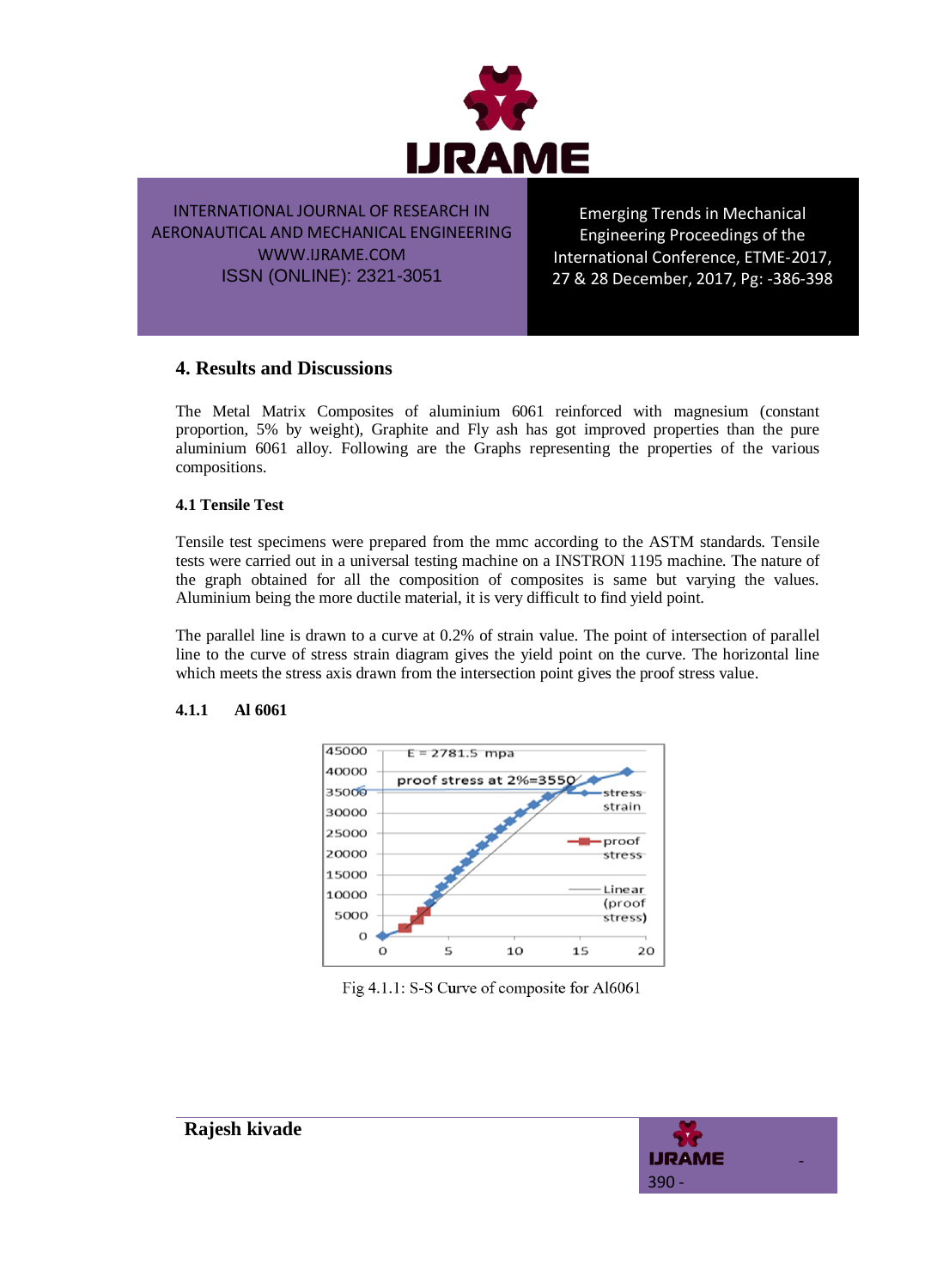## 4. Results and Discussions

The Metal Matrix Composites of aluminium 6061 reinforced with magnesium (constant proportion, 5% by weight), Graphite and Fly ash has got improved properties than the pure aluminium 6061 alloy. Following are the Graphs representing the properties of the various compositions.

### 4.1 Tensile Test

Tensile test specimens were prepared from the mmc according to the ASTM standards. Tensile tests were carried out in a universal testing machine on a INSTRON 1195 machine. The nature of the graph obtained for all the composition of composites is same but varying the values. Aluminium being the more ductile material, it is very difficult to find yield point.

The parallel line is drawn to a curve at 0.2% of strain value. The point of intersection of parallel line to the curve of stress strain diagram gives the yield point on the curve. The horizontal line which meets the stress axis drawn from the intersection point gives the proof stress value.

#### 4.1.1 Al 6061

Fig 4.1.1: S-S Curve of composite for Al6061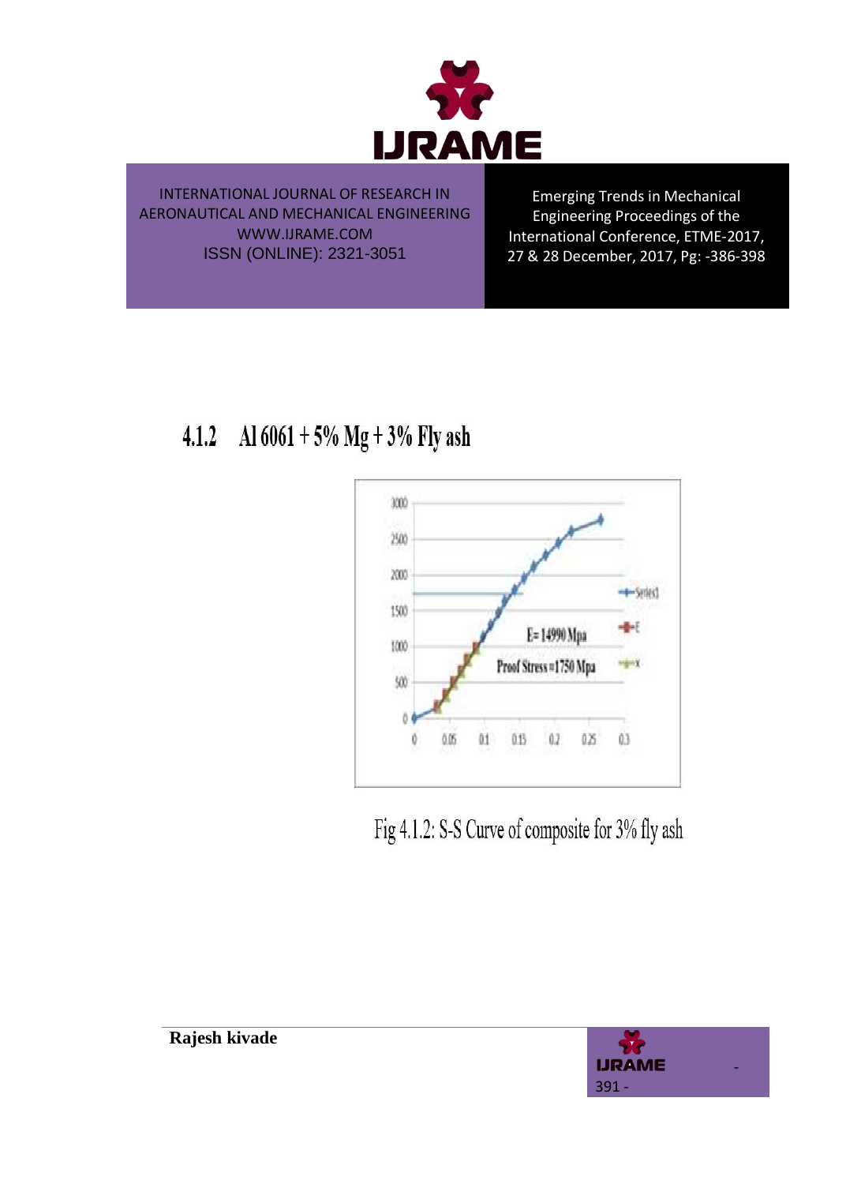### 4.1.2 Al 6061 + 5% Mg + 3% Fly ash

Fig 4.1.2: S-S Curve of composite for 3% fly ash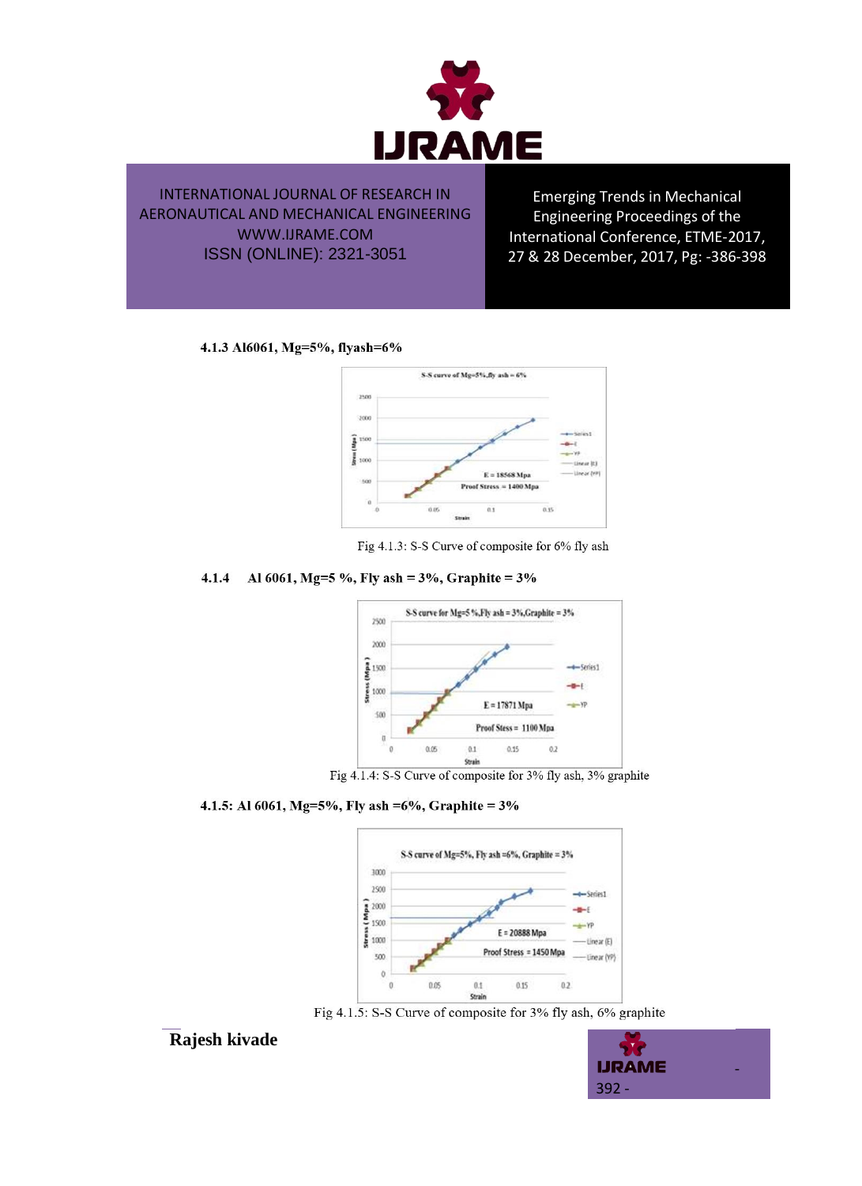### 4.1.3 Al6061, Mg=5%, flyash=6%

Fig 4.1.3: S-S Curve of composite for 6% fly ash

### 4.1.4 Al 6061, Mg=5 %, Fly ash = 3%, Graphite = 3%

Fig 4.1.4: S-S Curve of composite for 3% fly ash, 3% graphite

### 4.1.5: Al 6061, Mg=5%, Fly ash =6%, Graphite = 3%

Fig 4.1.5: S-S Curve of composite for 3% fly ash, 6% graphite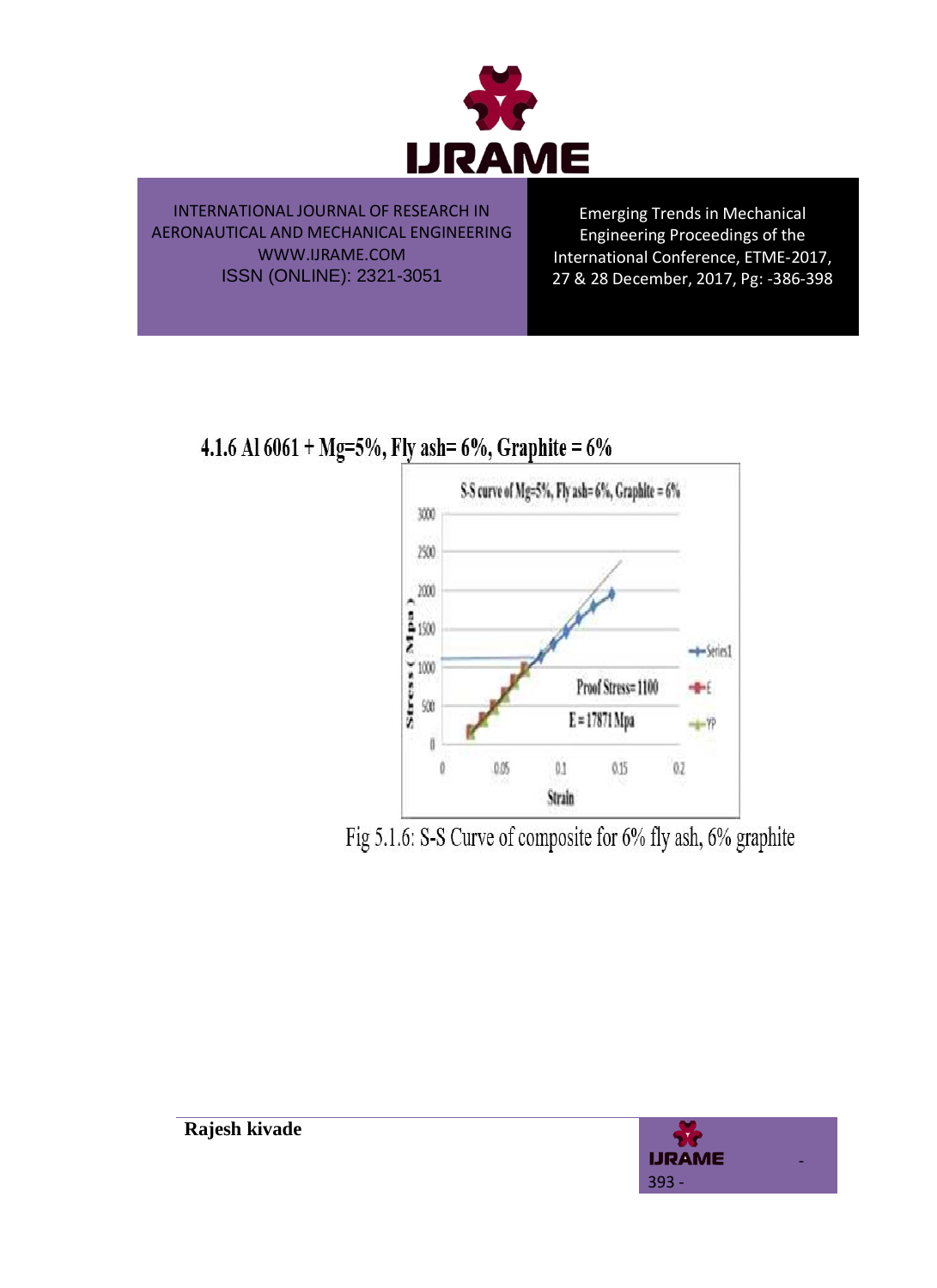### 4.1.6 Al 6061 + Mg=5%, Fly ash= 6%, Graphite = 6%

Fig 5.1.6: S-S Curve of composite for 6% fly ash, 6% graphite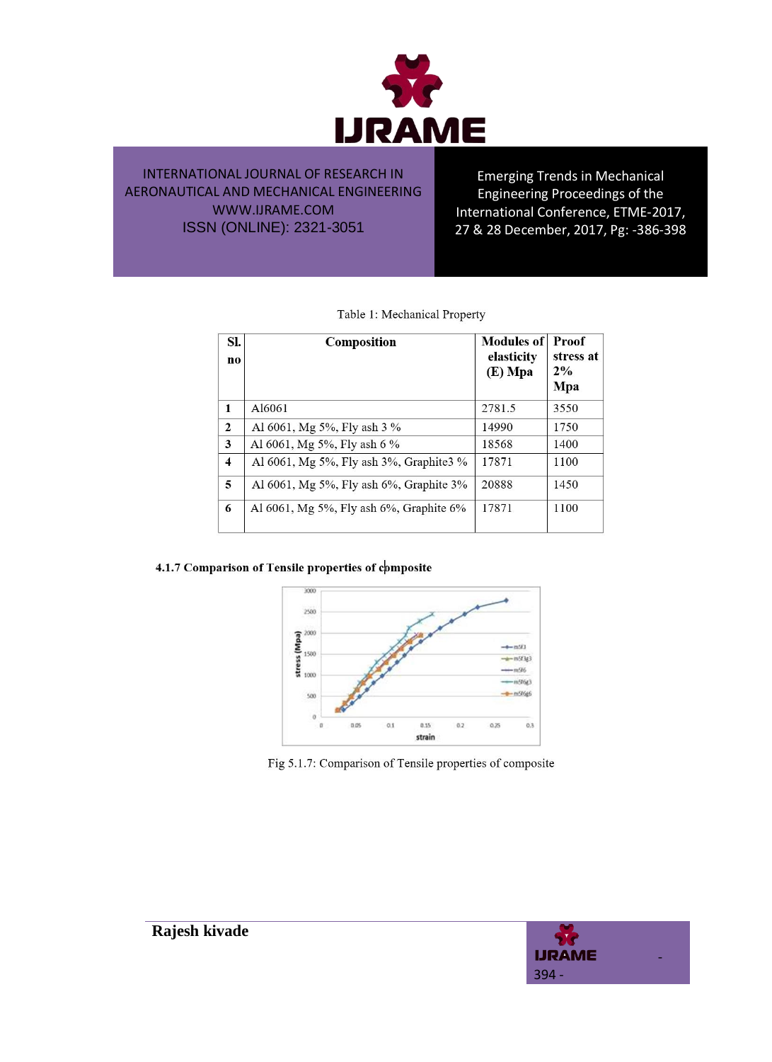Table 1: Mechanical Property

| Sl. no | Composition | Modules of elasticity (E) Mpa | Proof stress at 2% Mpa |
|---|---|---|---|
| 1 | Al6061 | 2781.5 | 3550 |
| 2 | Al 6061, Mg 5%, Fly ash 3 % | 14990 | 1750 |
| 3 | Al 6061, Mg 5%, Fly ash 6 % | 18568 | 1400 |
| 4 | Al 6061, Mg 5%, Fly ash 3%, Graphite3 % | 17871 | 1100 |
| 5 | Al 6061, Mg 5%, Fly ash 6%, Graphite 3% | 20888 | 1450 |
| 6 | Al 6061, Mg 5%, Fly ash 6%, Graphite 6% | 17871 | 1100 |

**4.1.7 Comparison of Tensile properties of composite**

Fig 5.1.7: Comparison of Tensile properties of composite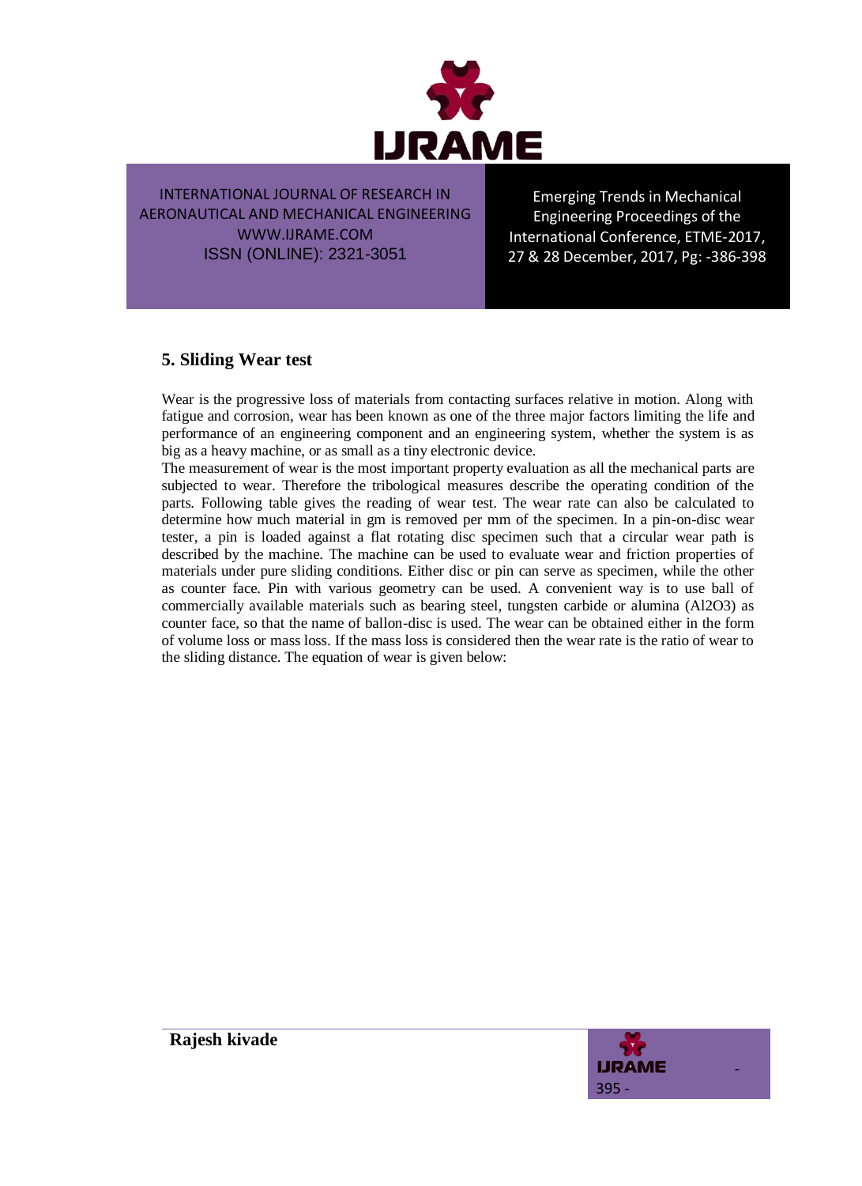## 5. Sliding Wear test

Wear is the progressive loss of materials from contacting surfaces relative in motion. Along with fatigue and corrosion, wear has been known as one of the three major factors limiting the life and performance of an engineering component and an engineering system, whether the system is as big as a heavy machine, or as small as a tiny electronic device.

The measurement of wear is the most important property evaluation as all the mechanical parts are subjected to wear. Therefore the tribological measures describe the operating condition of the parts. Following table gives the reading of wear test. The wear rate can also be calculated to determine how much material in gm is removed per mm of the specimen. In a pin-on-disc wear tester, a pin is loaded against a flat rotating disc specimen such that a circular wear path is described by the machine. The machine can be used to evaluate wear and friction properties of materials under pure sliding conditions. Either disc or pin can serve as specimen, while the other as counter face. Pin with various geometry can be used. A convenient way is to use ball of commercially available materials such as bearing steel, tungsten carbide or alumina ($Al_2O_3$) as counter face, so that the name of ballon-disc is used. The wear can be obtained either in the form of volume loss or mass loss. If the mass loss is considered then the wear rate is the ratio of wear to the sliding distance. The equation of wear is given below: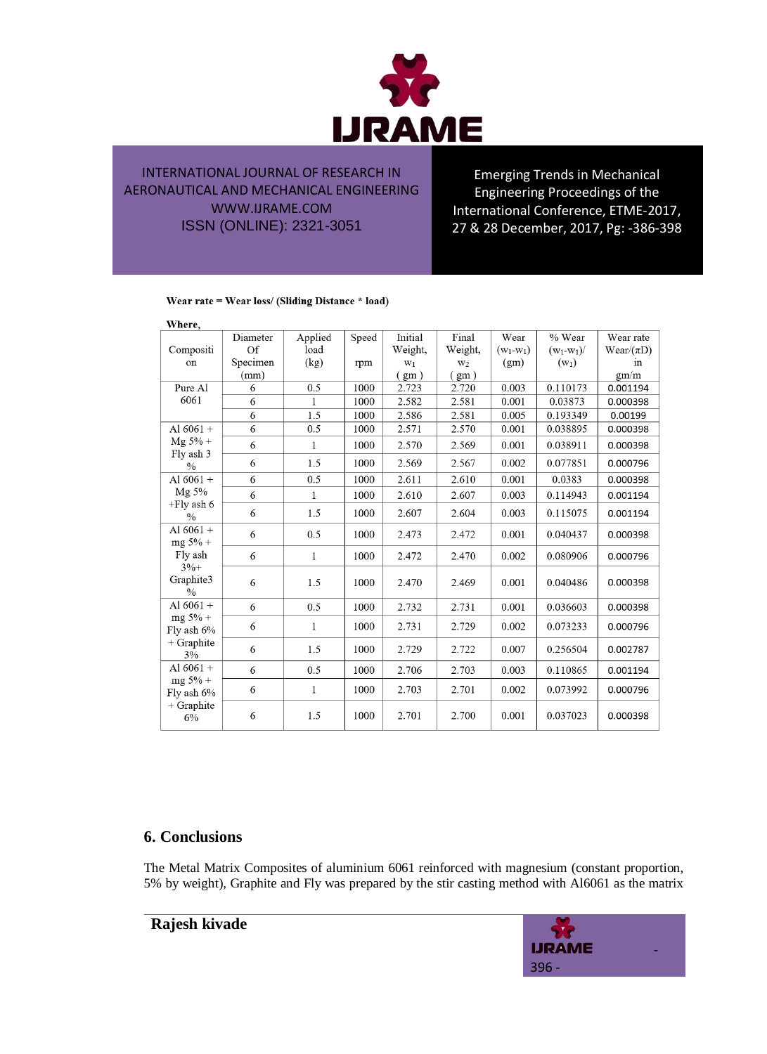**Wear rate = Wear loss/ (Sliding Distance * load)**

**Where,**

| Composition | Diameter Of Specimen (mm) | Applied load (kg) | Speed rpm | Initial Weight, $w_1$ ( gm ) | Final Weight, $w_2$ ( gm ) | Wear ($w_1$-$w_1$) (gm) | % Wear ($w_1$-$w_1$)/ ($w_1$) | Wear rate Wear/(πD) in gm/m |
|---|---|---|---|---|---|---|---|---|
| Pure Al 6061 | 6 | 0.5 | 1000 | 2.723 | 2.720 | 0.003 | 0.110173 | 0.001194 |
| | 6 | 1 | 1000 | 2.582 | 2.581 | 0.001 | 0.03873 | 0.000398 |
| | 6 | 1.5 | 1000 | 2.586 | 2.581 | 0.005 | 0.193349 | 0.00199 |
| Al 6061 + Mg 5% + Fly ash 3 % | 6 | 0.5 | 1000 | 2.571 | 2.570 | 0.001 | 0.038895 | 0.000398 |
| | 6 | 1 | 1000 | 2.570 | 2.569 | 0.001 | 0.038911 | 0.000398 |
| | 6 | 1.5 | 1000 | 2.569 | 2.567 | 0.002 | 0.077851 | 0.000796 |
| Al 6061 + Mg 5% +Fly ash 6 % | 6 | 0.5 | 1000 | 2.611 | 2.610 | 0.001 | 0.0383 | 0.000398 |
| | 6 | 1 | 1000 | 2.610 | 2.607 | 0.003 | 0.114943 | 0.001194 |
| | 6 | 1.5 | 1000 | 2.607 | 2.604 | 0.003 | 0.115075 | 0.001194 |
| Al 6061 + mg 5% + Fly ash 3%+ Graphite3 % | 6 | 0.5 | 1000 | 2.473 | 2.472 | 0.001 | 0.040437 | 0.000398 |
| | 6 | 1 | 1000 | 2.472 | 2.470 | 0.002 | 0.080906 | 0.000796 |
| | 6 | 1.5 | 1000 | 2.470 | 2.469 | 0.001 | 0.040486 | 0.000398 |
| Al 6061 + mg 5% + Fly ash 6% + Graphite 3% | 6 | 0.5 | 1000 | 2.732 | 2.731 | 0.001 | 0.036603 | 0.000398 |
| | 6 | 1 | 1000 | 2.731 | 2.729 | 0.002 | 0.073233 | 0.000796 |
| | 6 | 1.5 | 1000 | 2.729 | 2.722 | 0.007 | 0.256504 | 0.002787 |
| Al 6061 + mg 5% + Fly ash 6% + Graphite 6% | 6 | 0.5 | 1000 | 2.706 | 2.703 | 0.003 | 0.110865 | 0.001194 |
| | 6 | 1 | 1000 | 2.703 | 2.701 | 0.002 | 0.073992 | 0.000796 |
| | 6 | 1.5 | 1000 | 2.701 | 2.700 | 0.001 | 0.037023 | 0.000398 |

## 6. Conclusions

The Metal Matrix Composites of aluminium 6061 reinforced with magnesium (constant proportion, 5% by weight), Graphite and Fly was prepared by the stir casting method with Al6061 as the matrix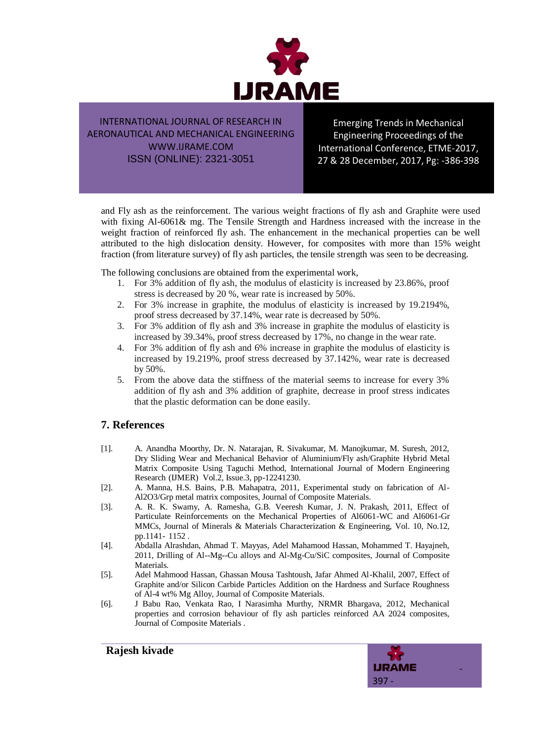and Fly ash as the reinforcement. The various weight fractions of fly ash and Graphite were used with fixing Al-6061& mg. The Tensile Strength and Hardness increased with the increase in the weight fraction of reinforced fly ash. The enhancement in the mechanical properties can be well attributed to the high dislocation density. However, for composites with more than 15% weight fraction (from literature survey) of fly ash particles, the tensile strength was seen to be decreasing.

The following conclusions are obtained from the experimental work,

1. For 3% addition of fly ash, the modulus of elasticity is increased by 23.86%, proof stress is decreased by 20 %, wear rate is increased by 50%.
2. For 3% increase in graphite, the modulus of elasticity is increased by 19.2194%, proof stress decreased by 37.14%, wear rate is decreased by 50%.
3. For 3% addition of fly ash and 3% increase in graphite the modulus of elasticity is increased by 39.34%, proof stress decreased by 17%, no change in the wear rate.
4. For 3% addition of fly ash and 6% increase in graphite the modulus of elasticity is increased by 19.219%, proof stress decreased by 37.142%, wear rate is decreased by 50%.
5. From the above data the stiffness of the material seems to increase for every 3% addition of fly ash and 3% addition of graphite, decrease in proof stress indicates that the plastic deformation can be done easily.

## 7. References

[1]. A. Anandha Moorthy, Dr. N. Natarajan, R. Sivakumar, M. Manojkumar, M. Suresh, 2012, Dry Sliding Wear and Mechanical Behavior of Aluminium/Fly ash/Graphite Hybrid Metal Matrix Composite Using Taguchi Method, International Journal of Modern Engineering Research (IJMER) Vol.2, Issue.3, pp-12241230.

[2]. A. Manna, H.S. Bains, P.B. Mahapatra, 2011, Experimental study on fabrication of Al-Al2O3/Grp metal matrix composites, Journal of Composite Materials.

[3]. A. R. K. Swamy, A. Ramesha, G.B. Veeresh Kumar, J. N. Prakash, 2011, Effect of Particulate Reinforcements on the Mechanical Properties of Al6061-WC and Al6061-Gr MMCs, Journal of Minerals & Materials Characterization & Engineering, Vol. 10, No.12, pp.1141- 1152 .

[4]. Abdalla Alrashdan, Ahmad T. Mayyas, Adel Mahamood Hassan, Mohammed T. Hayajneh, 2011, Drilling of Al--Mg--Cu alloys and Al-Mg-Cu/SiC composites, Journal of Composite Materials.

[5]. Adel Mahmood Hassan, Ghassan Mousa Tashtoush, Jafar Ahmed Al-Khalil, 2007, Effect of Graphite and/or Silicon Carbide Particles Addition on the Hardness and Surface Roughness of Al-4 wt% Mg Alloy, Journal of Composite Materials.

[6]. J Babu Rao, Venkata Rao, I Narasimha Murthy, NRMR Bhargava, 2012, Mechanical properties and corrosion behaviour of fly ash particles reinforced AA 2024 composites, Journal of Composite Materials .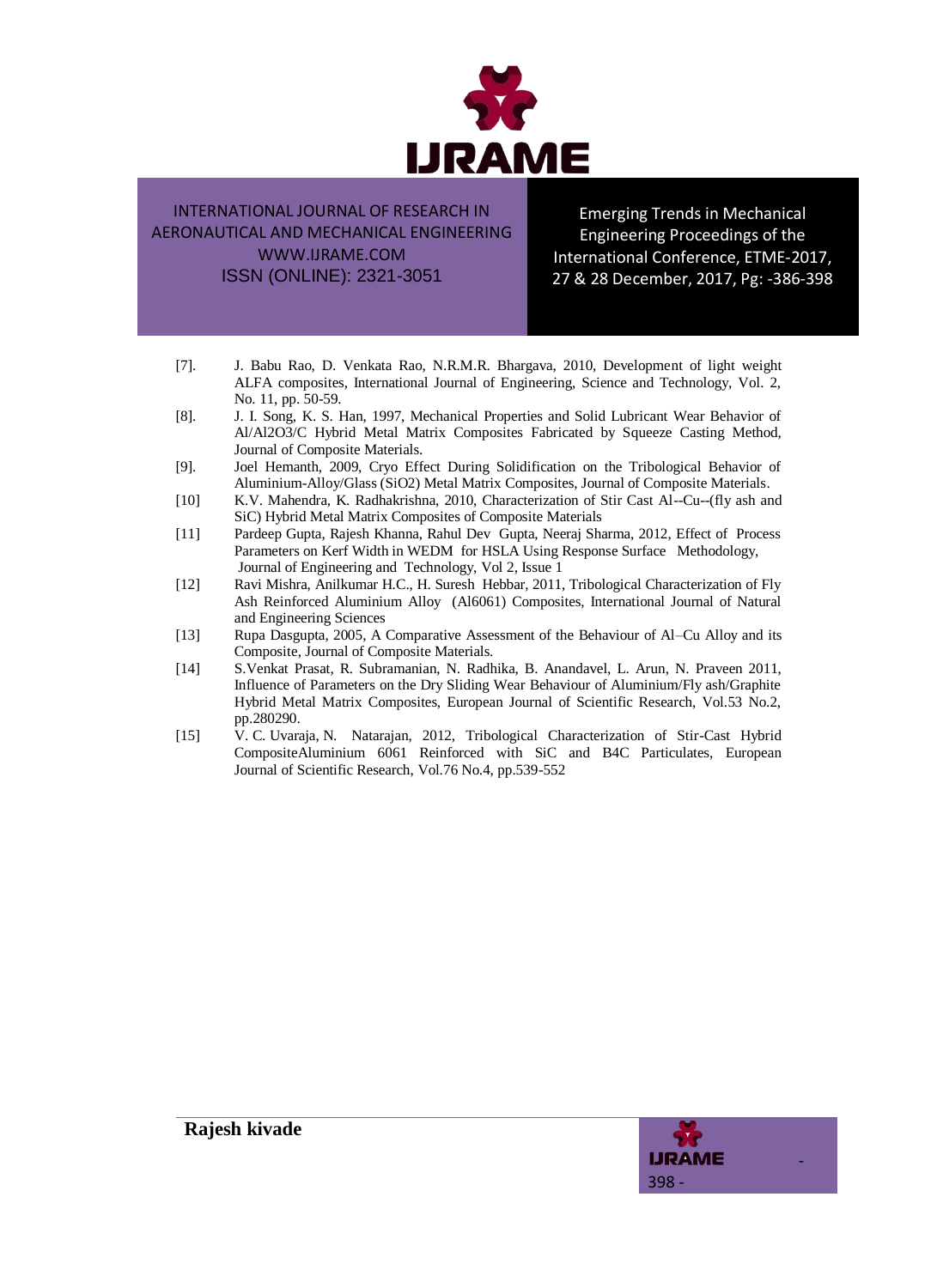[7]. J. Babu Rao, D. Venkata Rao, N.R.M.R. Bhargava, 2010, Development of light weight ALFA composites, International Journal of Engineering, Science and Technology, Vol. 2, No. 11, pp. 50-59.

[8]. J. I. Song, K. S. Han, 1997, Mechanical Properties and Solid Lubricant Wear Behavior of Al/Al2O3/C Hybrid Metal Matrix Composites Fabricated by Squeeze Casting Method, Journal of Composite Materials.

[9]. Joel Hemanth, 2009, Cryo Effect During Solidification on the Tribological Behavior of Aluminium-Alloy/Glass (SiO2) Metal Matrix Composites, Journal of Composite Materials.

[10] K.V. Mahendra, K. Radhakrishna, 2010, Characterization of Stir Cast Al--Cu--(fly ash and SiC) Hybrid Metal Matrix Composites of Composite Materials

[11] Pardeep Gupta, Rajesh Khanna, Rahul Dev Gupta, Neeraj Sharma, 2012, Effect of Process Parameters on Kerf Width in WEDM for HSLA Using Response Surface Methodology, Journal of Engineering and Technology, Vol 2, Issue 1

[12] Ravi Mishra, Anilkumar H.C., H. Suresh Hebbar, 2011, Tribological Characterization of Fly Ash Reinforced Aluminium Alloy (Al6061) Composites, International Journal of Natural and Engineering Sciences

[13] Rupa Dasgupta, 2005, A Comparative Assessment of the Behaviour of Al–Cu Alloy and its Composite, Journal of Composite Materials.

[14] S.Venkat Prasat, R. Subramanian, N. Radhika, B. Anandavel, L. Arun, N. Praveen 2011, Influence of Parameters on the Dry Sliding Wear Behaviour of Aluminium/Fly ash/Graphite Hybrid Metal Matrix Composites, European Journal of Scientific Research, Vol.53 No.2, pp.280290.

[15] V. C. Uvaraja, N. Natarajan, 2012, Tribological Characterization of Stir-Cast Hybrid CompositeAluminium 6061 Reinforced with SiC and B4C Particulates, European Journal of Scientific Research, Vol.76 No.4, pp.539-552